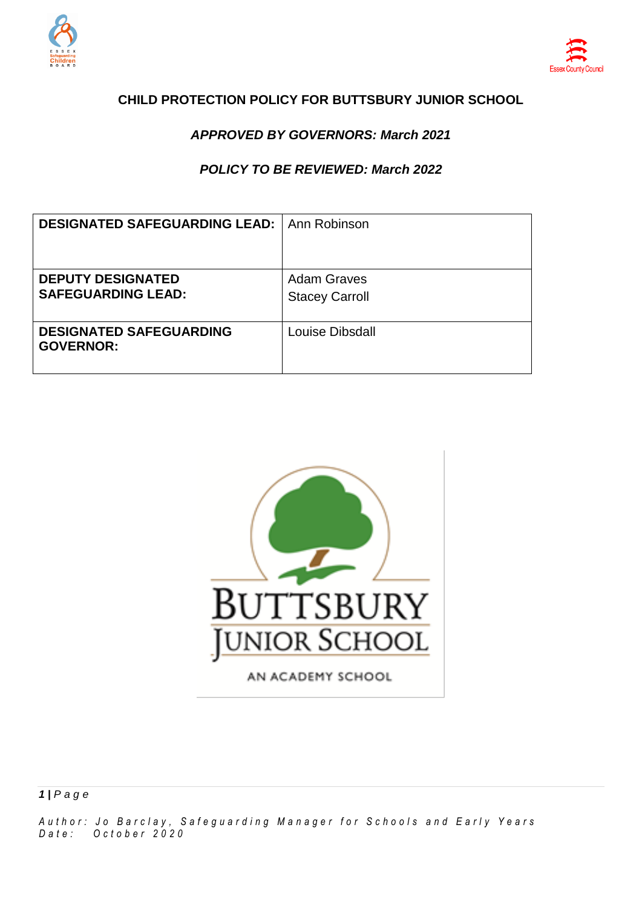# CHILD PROTECTION POLICY FOR BUTTSBURY JUNIOR SCHOOL

***APPROVED BY GOVERNORS: March 2021***

***POLICY TO BE REVIEWED: March 2022***

| | |
|---|---|
| **DESIGNATED SAFEGUARDING LEAD:** | Ann Robinson |
| **DEPUTY DESIGNATED SAFEGUARDING LEAD:** | Adam Graves<br>Stacey Carroll |
| **DESIGNATED SAFEGUARDING GOVERNOR:** | Louise Dibsdall |

*Author: Jo Barclay, Safeguarding Manager for Schools and Early Years*
*Date: October 2020*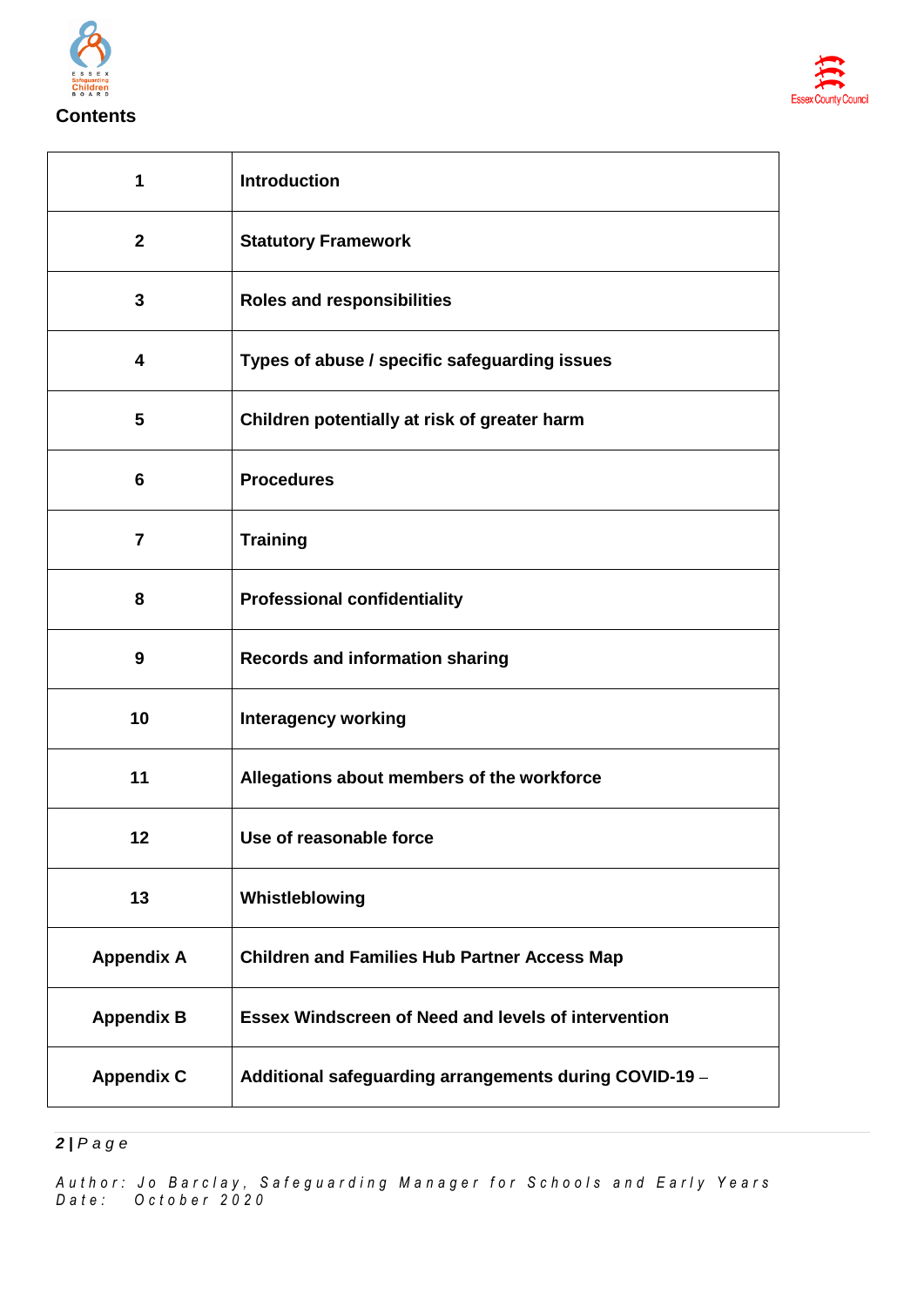## Contents

| | |
|---|---|
| **1** | **Introduction** |
| **2** | **Statutory Framework** |
| **3** | **Roles and responsibilities** |
| **4** | **Types of abuse / specific safeguarding issues** |
| **5** | **Children potentially at risk of greater harm** |
| **6** | **Procedures** |
| **7** | **Training** |
| **8** | **Professional confidentiality** |
| **9** | **Records and information sharing** |
| **10** | **Interagency working** |
| **11** | **Allegations about members of the workforce** |
| **12** | **Use of reasonable force** |
| **13** | **Whistleblowing** |
| **Appendix A** | **Children and Families Hub Partner Access Map** |
| **Appendix B** | **Essex Windscreen of Need and levels of intervention** |
| **Appendix C** | **Additional safeguarding arrangements during COVID-19** – |

*Author: Jo Barclay, Safeguarding Manager for Schools and Early Years*
*Date: October 2020*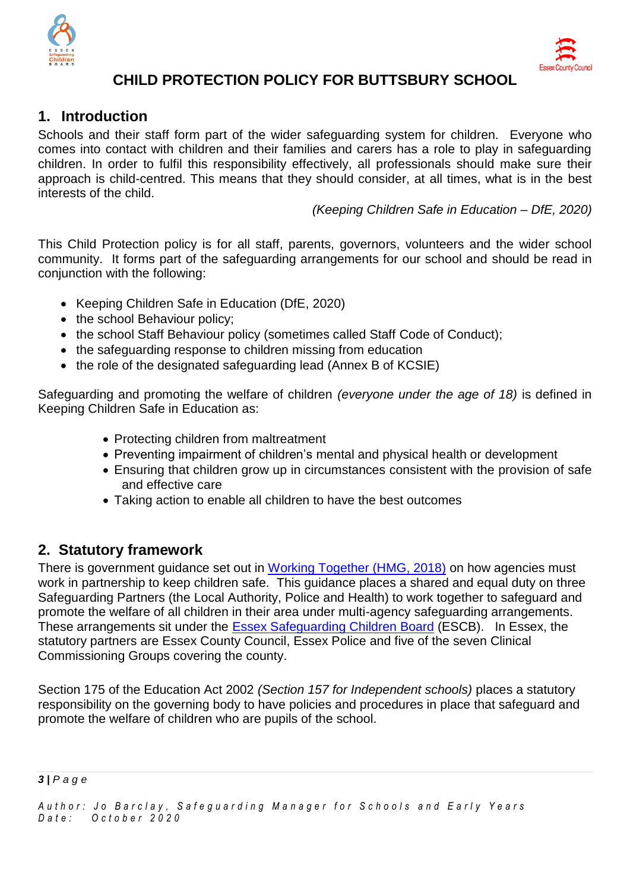# CHILD PROTECTION POLICY FOR BUTTSBURY SCHOOL

## 1. Introduction

Schools and their staff form part of the wider safeguarding system for children. Everyone who comes into contact with children and their families and carers has a role to play in safeguarding children. In order to fulfil this responsibility effectively, all professionals should make sure their approach is child-centred. This means that they should consider, at all times, what is in the best interests of the child.

*(Keeping Children Safe in Education – DfE, 2020)*

This Child Protection policy is for all staff, parents, governors, volunteers and the wider school community. It forms part of the safeguarding arrangements for our school and should be read in conjunction with the following:

- Keeping Children Safe in Education (DfE, 2020)
- the school Behaviour policy;
- the school Staff Behaviour policy (sometimes called Staff Code of Conduct);
- the safeguarding response to children missing from education
- the role of the designated safeguarding lead (Annex B of KCSIE)

Safeguarding and promoting the welfare of children *(everyone under the age of 18)* is defined in Keeping Children Safe in Education as:

- Protecting children from maltreatment
- Preventing impairment of children's mental and physical health or development
- Ensuring that children grow up in circumstances consistent with the provision of safe and effective care
- Taking action to enable all children to have the best outcomes

## 2. Statutory framework

There is government guidance set out in [Working Together (HMG, 2018)]() on how agencies must work in partnership to keep children safe. This guidance places a shared and equal duty on three Safeguarding Partners (the Local Authority, Police and Health) to work together to safeguard and promote the welfare of all children in their area under multi-agency safeguarding arrangements. These arrangements sit under the [Essex Safeguarding Children Board]() (ESCB). In Essex, the statutory partners are Essex County Council, Essex Police and five of the seven Clinical Commissioning Groups covering the county.

Section 175 of the Education Act 2002 *(Section 157 for Independent schools)* places a statutory responsibility on the governing body to have policies and procedures in place that safeguard and promote the welfare of children who are pupils of the school.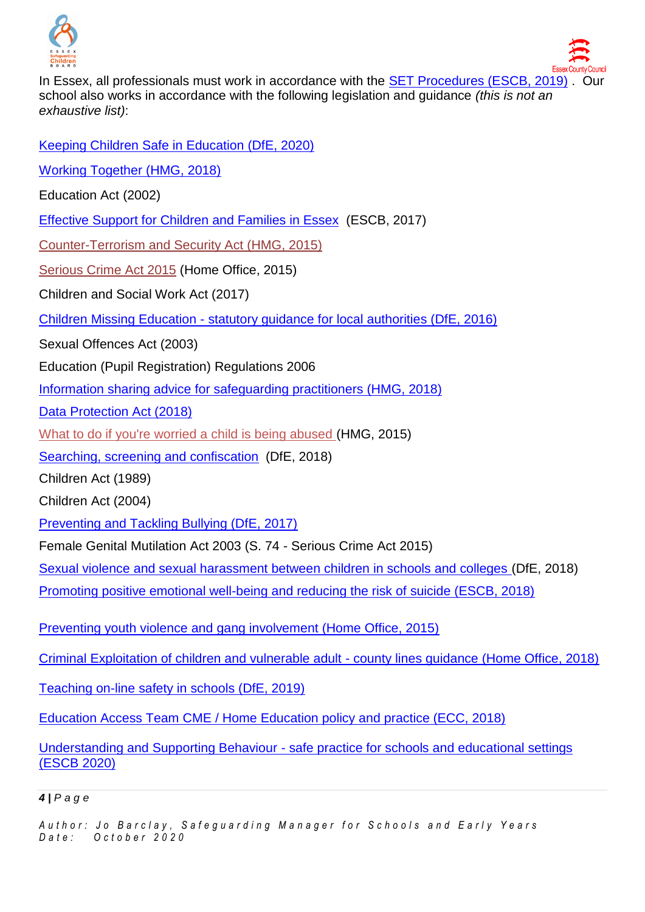In Essex, all professionals must work in accordance with the SET Procedures (ESCB, 2019) . Our school also works in accordance with the following legislation and guidance *(this is not an exhaustive list)*:

Keeping Children Safe in Education (DfE, 2020)

Working Together (HMG, 2018)

Education Act (2002)

Effective Support for Children and Families in Essex (ESCB, 2017)

Counter-Terrorism and Security Act (HMG, 2015)

Serious Crime Act 2015 (Home Office, 2015)

Children and Social Work Act (2017)

Children Missing Education - statutory guidance for local authorities (DfE, 2016)

Sexual Offences Act (2003)

Education (Pupil Registration) Regulations 2006

Information sharing advice for safeguarding practitioners (HMG, 2018)

Data Protection Act (2018)

What to do if you're worried a child is being abused (HMG, 2015)

Searching, screening and confiscation (DfE, 2018)

Children Act (1989)

Children Act (2004)

Preventing and Tackling Bullying (DfE, 2017)

Female Genital Mutilation Act 2003 (S. 74 - Serious Crime Act 2015)

Sexual violence and sexual harassment between children in schools and colleges (DfE, 2018)

Promoting positive emotional well-being and reducing the risk of suicide (ESCB, 2018)

Preventing youth violence and gang involvement (Home Office, 2015)

Criminal Exploitation of children and vulnerable adult - county lines guidance (Home Office, 2018)

Teaching on-line safety in schools (DfE, 2019)

Education Access Team CME / Home Education policy and practice (ECC, 2018)

Understanding and Supporting Behaviour - safe practice for schools and educational settings (ESCB 2020)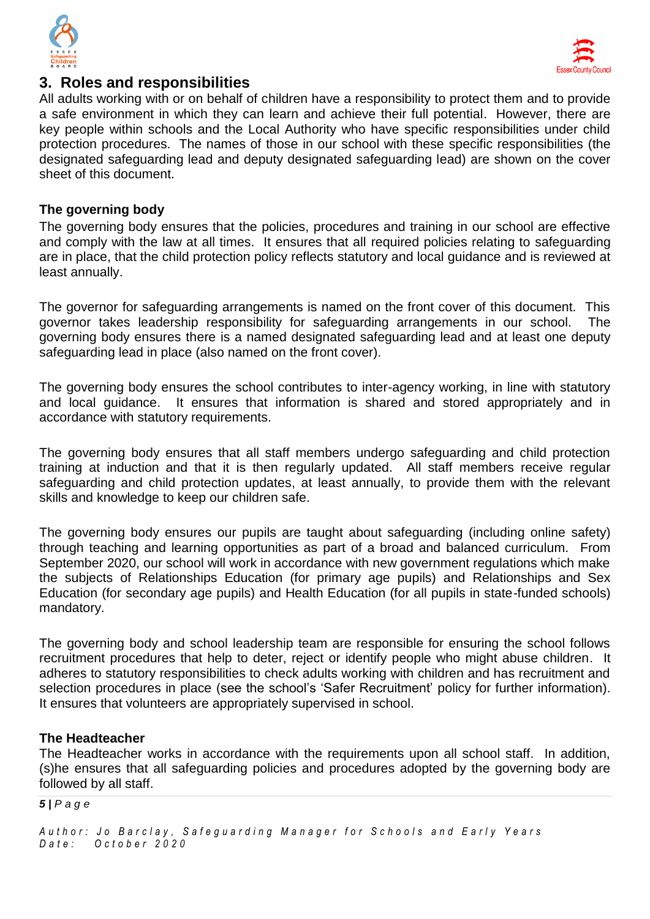## 3. Roles and responsibilities

All adults working with or on behalf of children have a responsibility to protect them and to provide a safe environment in which they can learn and achieve their full potential. However, there are key people within schools and the Local Authority who have specific responsibilities under child protection procedures. The names of those in our school with these specific responsibilities (the designated safeguarding lead and deputy designated safeguarding lead) are shown on the cover sheet of this document.

### The governing body

The governing body ensures that the policies, procedures and training in our school are effective and comply with the law at all times. It ensures that all required policies relating to safeguarding are in place, that the child protection policy reflects statutory and local guidance and is reviewed at least annually.

The governor for safeguarding arrangements is named on the front cover of this document. This governor takes leadership responsibility for safeguarding arrangements in our school. The governing body ensures there is a named designated safeguarding lead and at least one deputy safeguarding lead in place (also named on the front cover).

The governing body ensures the school contributes to inter-agency working, in line with statutory and local guidance. It ensures that information is shared and stored appropriately and in accordance with statutory requirements.

The governing body ensures that all staff members undergo safeguarding and child protection training at induction and that it is then regularly updated. All staff members receive regular safeguarding and child protection updates, at least annually, to provide them with the relevant skills and knowledge to keep our children safe.

The governing body ensures our pupils are taught about safeguarding (including online safety) through teaching and learning opportunities as part of a broad and balanced curriculum. From September 2020, our school will work in accordance with new government regulations which make the subjects of Relationships Education (for primary age pupils) and Relationships and Sex Education (for secondary age pupils) and Health Education (for all pupils in state-funded schools) mandatory.

The governing body and school leadership team are responsible for ensuring the school follows recruitment procedures that help to deter, reject or identify people who might abuse children. It adheres to statutory responsibilities to check adults working with children and has recruitment and selection procedures in place (see the school's 'Safer Recruitment' policy for further information). It ensures that volunteers are appropriately supervised in school.

### The Headteacher

The Headteacher works in accordance with the requirements upon all school staff. In addition, (s)he ensures that all safeguarding policies and procedures adopted by the governing body are followed by all staff.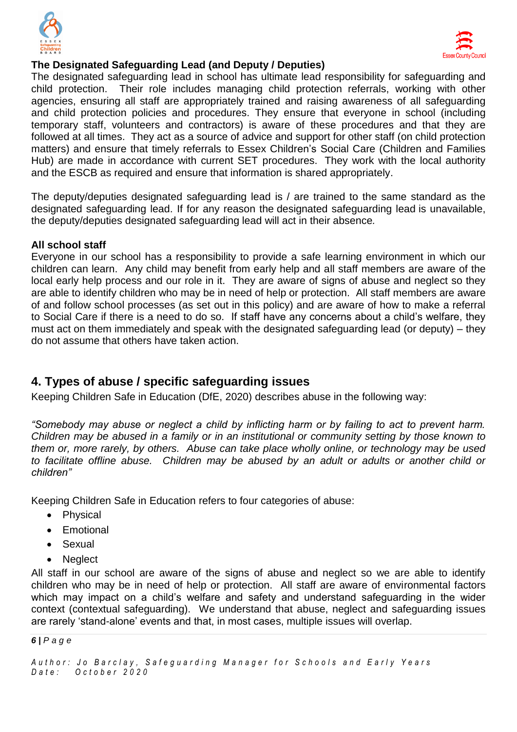### The Designated Safeguarding Lead (and Deputy / Deputies)

The designated safeguarding lead in school has ultimate lead responsibility for safeguarding and child protection. Their role includes managing child protection referrals, working with other agencies, ensuring all staff are appropriately trained and raising awareness of all safeguarding and child protection policies and procedures. They ensure that everyone in school (including temporary staff, volunteers and contractors) is aware of these procedures and that they are followed at all times. They act as a source of advice and support for other staff (on child protection matters) and ensure that timely referrals to Essex Children's Social Care (Children and Families Hub) are made in accordance with current SET procedures. They work with the local authority and the ESCB as required and ensure that information is shared appropriately.

The deputy/deputies designated safeguarding lead is / are trained to the same standard as the designated safeguarding lead. If for any reason the designated safeguarding lead is unavailable, the deputy/deputies designated safeguarding lead will act in their absence.

### All school staff

Everyone in our school has a responsibility to provide a safe learning environment in which our children can learn. Any child may benefit from early help and all staff members are aware of the local early help process and our role in it. They are aware of signs of abuse and neglect so they are able to identify children who may be in need of help or protection. All staff members are aware of and follow school processes (as set out in this policy) and are aware of how to make a referral to Social Care if there is a need to do so. If staff have any concerns about a child's welfare, they must act on them immediately and speak with the designated safeguarding lead (or deputy) – they do not assume that others have taken action.

## 4. Types of abuse / specific safeguarding issues

Keeping Children Safe in Education (DfE, 2020) describes abuse in the following way:

*"Somebody may abuse or neglect a child by inflicting harm or by failing to act to prevent harm. Children may be abused in a family or in an institutional or community setting by those known to them or, more rarely, by others. Abuse can take place wholly online, or technology may be used to facilitate offline abuse. Children may be abused by an adult or adults or another child or children"*

Keeping Children Safe in Education refers to four categories of abuse:

- Physical
- Emotional
- Sexual
- Neglect

All staff in our school are aware of the signs of abuse and neglect so we are able to identify children who may be in need of help or protection. All staff are aware of environmental factors which may impact on a child's welfare and safety and understand safeguarding in the wider context (contextual safeguarding). We understand that abuse, neglect and safeguarding issues are rarely 'stand-alone' events and that, in most cases, multiple issues will overlap.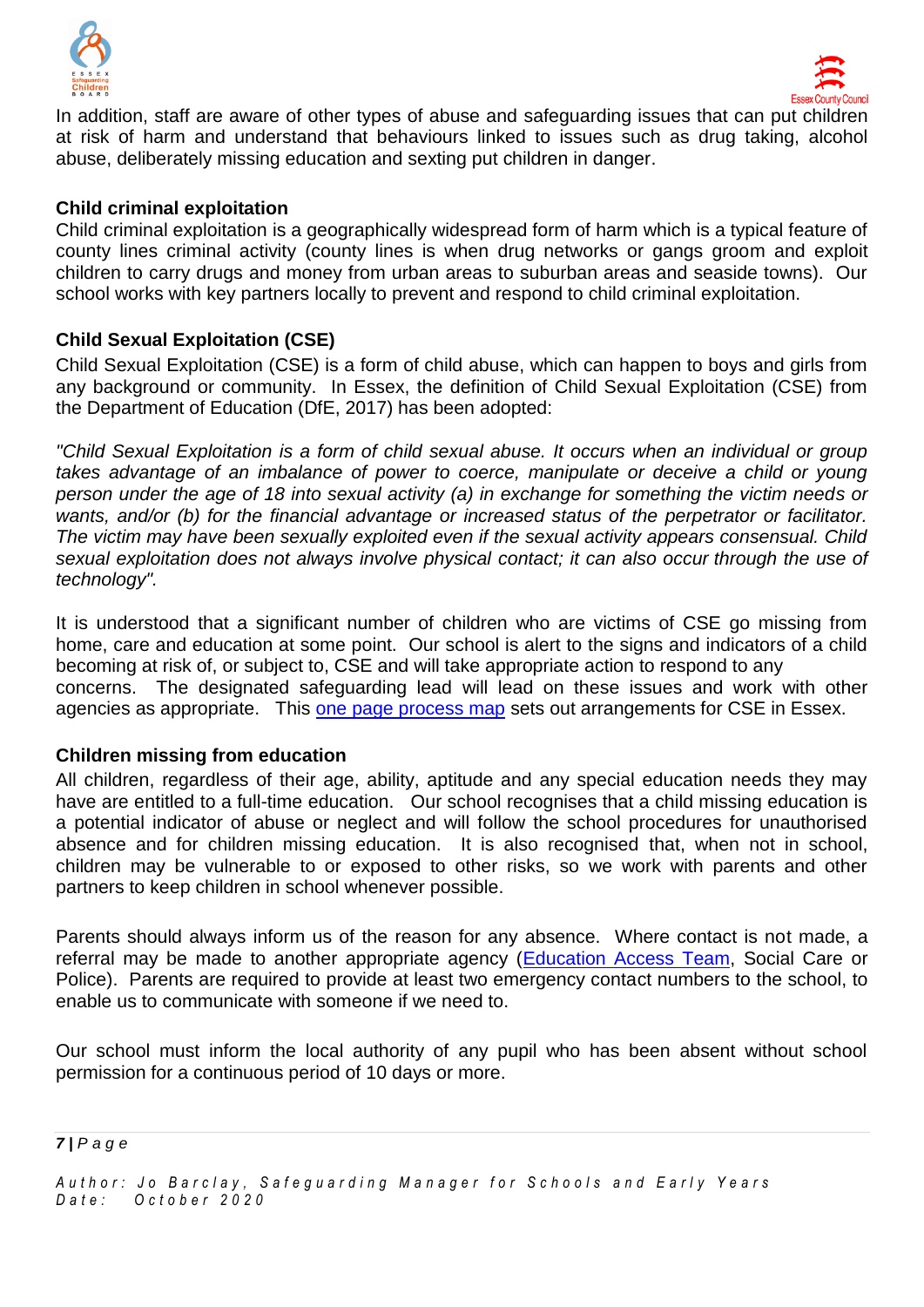In addition, staff are aware of other types of abuse and safeguarding issues that can put children at risk of harm and understand that behaviours linked to issues such as drug taking, alcohol abuse, deliberately missing education and sexting put children in danger.

**Child criminal exploitation**

Child criminal exploitation is a geographically widespread form of harm which is a typical feature of county lines criminal activity (county lines is when drug networks or gangs groom and exploit children to carry drugs and money from urban areas to suburban areas and seaside towns). Our school works with key partners locally to prevent and respond to child criminal exploitation.

**Child Sexual Exploitation (CSE)**

Child Sexual Exploitation (CSE) is a form of child abuse, which can happen to boys and girls from any background or community. In Essex, the definition of Child Sexual Exploitation (CSE) from the Department of Education (DfE, 2017) has been adopted:

*"Child Sexual Exploitation is a form of child sexual abuse. It occurs when an individual or group takes advantage of an imbalance of power to coerce, manipulate or deceive a child or young person under the age of 18 into sexual activity (a) in exchange for something the victim needs or wants, and/or (b) for the financial advantage or increased status of the perpetrator or facilitator. The victim may have been sexually exploited even if the sexual activity appears consensual. Child sexual exploitation does not always involve physical contact; it can also occur through the use of technology".*

It is understood that a significant number of children who are victims of CSE go missing from home, care and education at some point. Our school is alert to the signs and indicators of a child becoming at risk of, or subject to, CSE and will take appropriate action to respond to any concerns. The designated safeguarding lead will lead on these issues and work with other agencies as appropriate. This one page process map sets out arrangements for CSE in Essex.

**Children missing from education**

All children, regardless of their age, ability, aptitude and any special education needs they may have are entitled to a full-time education. Our school recognises that a child missing education is a potential indicator of abuse or neglect and will follow the school procedures for unauthorised absence and for children missing education. It is also recognised that, when not in school, children may be vulnerable to or exposed to other risks, so we work with parents and other partners to keep children in school whenever possible.

Parents should always inform us of the reason for any absence. Where contact is not made, a referral may be made to another appropriate agency (Education Access Team, Social Care or Police). Parents are required to provide at least two emergency contact numbers to the school, to enable us to communicate with someone if we need to.

Our school must inform the local authority of any pupil who has been absent without school permission for a continuous period of 10 days or more.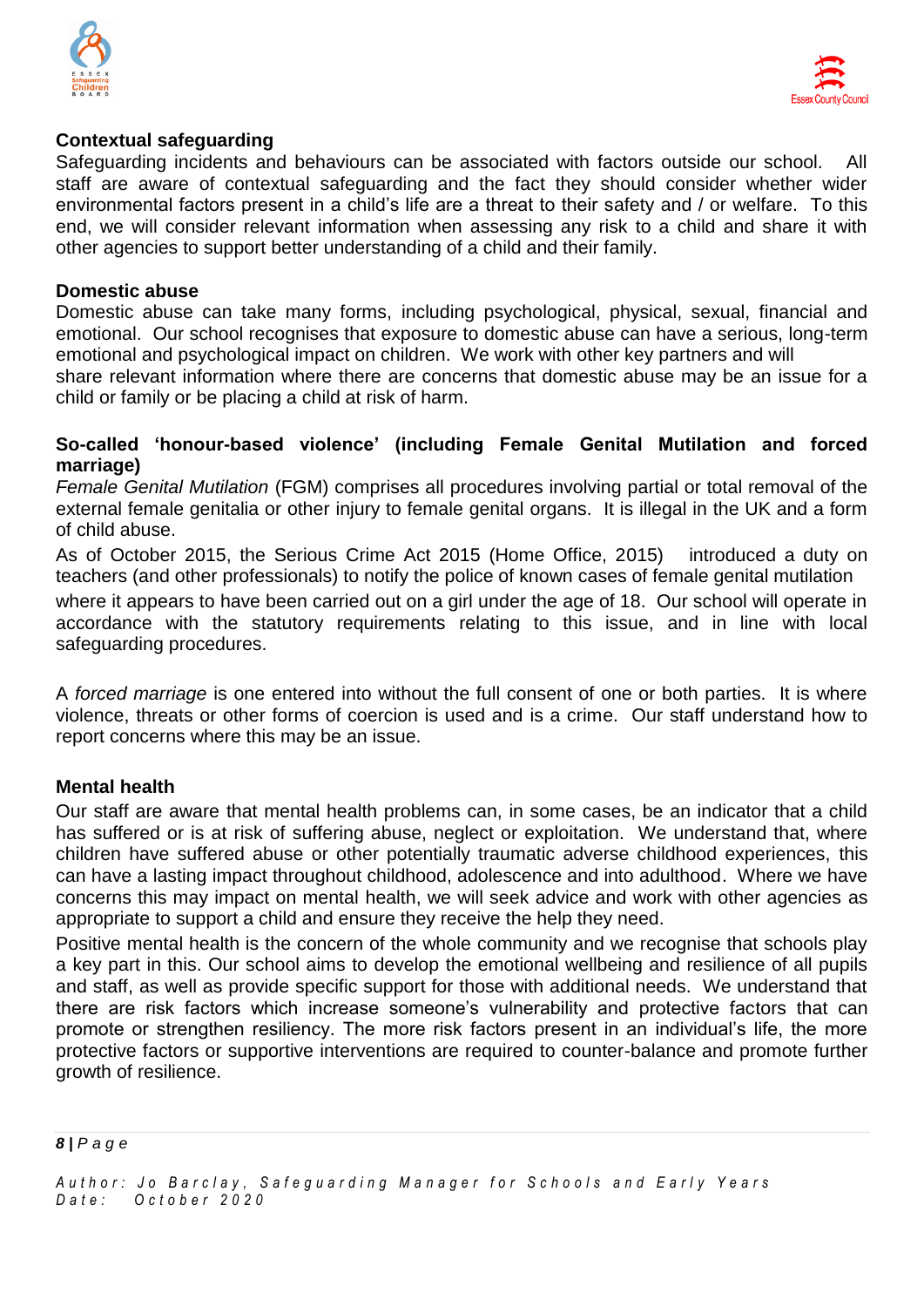**Contextual safeguarding**

Safeguarding incidents and behaviours can be associated with factors outside our school. All staff are aware of contextual safeguarding and the fact they should consider whether wider environmental factors present in a child's life are a threat to their safety and / or welfare. To this end, we will consider relevant information when assessing any risk to a child and share it with other agencies to support better understanding of a child and their family.

**Domestic abuse**

Domestic abuse can take many forms, including psychological, physical, sexual, financial and emotional. Our school recognises that exposure to domestic abuse can have a serious, long-term emotional and psychological impact on children. We work with other key partners and will share relevant information where there are concerns that domestic abuse may be an issue for a child or family or be placing a child at risk of harm.

**So-called 'honour-based violence' (including Female Genital Mutilation and forced marriage)**

*Female Genital Mutilation* (FGM) comprises all procedures involving partial or total removal of the external female genitalia or other injury to female genital organs. It is illegal in the UK and a form of child abuse.

As of October 2015, the Serious Crime Act 2015 (Home Office, 2015) introduced a duty on teachers (and other professionals) to notify the police of known cases of female genital mutilation where it appears to have been carried out on a girl under the age of 18. Our school will operate in accordance with the statutory requirements relating to this issue, and in line with local safeguarding procedures.

A *forced marriage* is one entered into without the full consent of one or both parties. It is where violence, threats or other forms of coercion is used and is a crime. Our staff understand how to report concerns where this may be an issue.

**Mental health**

Our staff are aware that mental health problems can, in some cases, be an indicator that a child has suffered or is at risk of suffering abuse, neglect or exploitation. We understand that, where children have suffered abuse or other potentially traumatic adverse childhood experiences, this can have a lasting impact throughout childhood, adolescence and into adulthood. Where we have concerns this may impact on mental health, we will seek advice and work with other agencies as appropriate to support a child and ensure they receive the help they need.

Positive mental health is the concern of the whole community and we recognise that schools play a key part in this. Our school aims to develop the emotional wellbeing and resilience of all pupils and staff, as well as provide specific support for those with additional needs. We understand that there are risk factors which increase someone's vulnerability and protective factors that can promote or strengthen resiliency. The more risk factors present in an individual's life, the more protective factors or supportive interventions are required to counter-balance and promote further growth of resilience.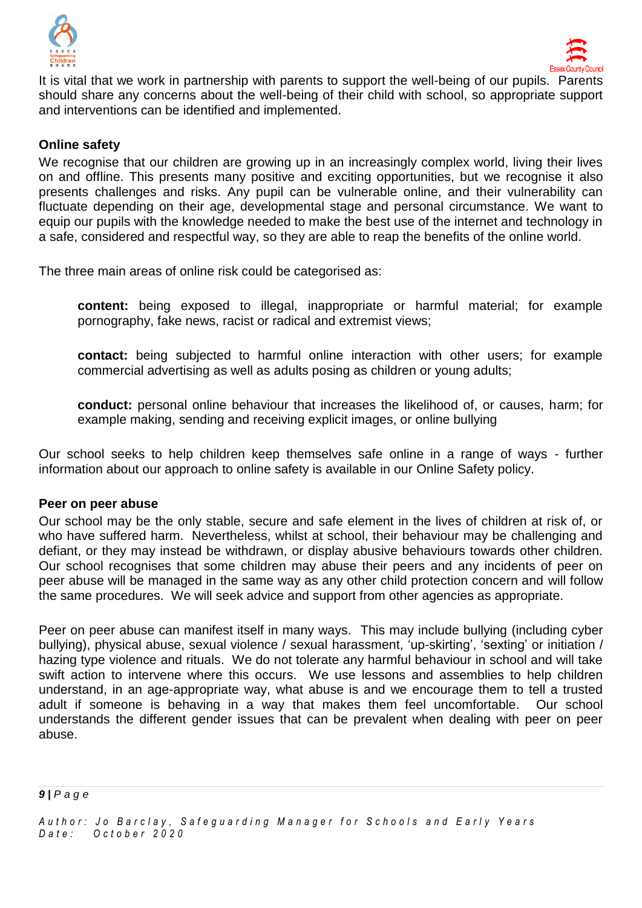It is vital that we work in partnership with parents to support the well-being of our pupils. Parents should share any concerns about the well-being of their child with school, so appropriate support and interventions can be identified and implemented.

**Online safety**

We recognise that our children are growing up in an increasingly complex world, living their lives on and offline. This presents many positive and exciting opportunities, but we recognise it also presents challenges and risks. Any pupil can be vulnerable online, and their vulnerability can fluctuate depending on their age, developmental stage and personal circumstance. We want to equip our pupils with the knowledge needed to make the best use of the internet and technology in a safe, considered and respectful way, so they are able to reap the benefits of the online world.

The three main areas of online risk could be categorised as:

> **content:** being exposed to illegal, inappropriate or harmful material; for example pornography, fake news, racist or radical and extremist views;
>
> **contact:** being subjected to harmful online interaction with other users; for example commercial advertising as well as adults posing as children or young adults;
>
> **conduct:** personal online behaviour that increases the likelihood of, or causes, harm; for example making, sending and receiving explicit images, or online bullying

Our school seeks to help children keep themselves safe online in a range of ways - further information about our approach to online safety is available in our Online Safety policy.

**Peer on peer abuse**

Our school may be the only stable, secure and safe element in the lives of children at risk of, or who have suffered harm. Nevertheless, whilst at school, their behaviour may be challenging and defiant, or they may instead be withdrawn, or display abusive behaviours towards other children. Our school recognises that some children may abuse their peers and any incidents of peer on peer abuse will be managed in the same way as any other child protection concern and will follow the same procedures. We will seek advice and support from other agencies as appropriate.

Peer on peer abuse can manifest itself in many ways. This may include bullying (including cyber bullying), physical abuse, sexual violence / sexual harassment, 'up-skirting', 'sexting' or initiation / hazing type violence and rituals. We do not tolerate any harmful behaviour in school and will take swift action to intervene where this occurs. We use lessons and assemblies to help children understand, in an age-appropriate way, what abuse is and we encourage them to tell a trusted adult if someone is behaving in a way that makes them feel uncomfortable. Our school understands the different gender issues that can be prevalent when dealing with peer on peer abuse.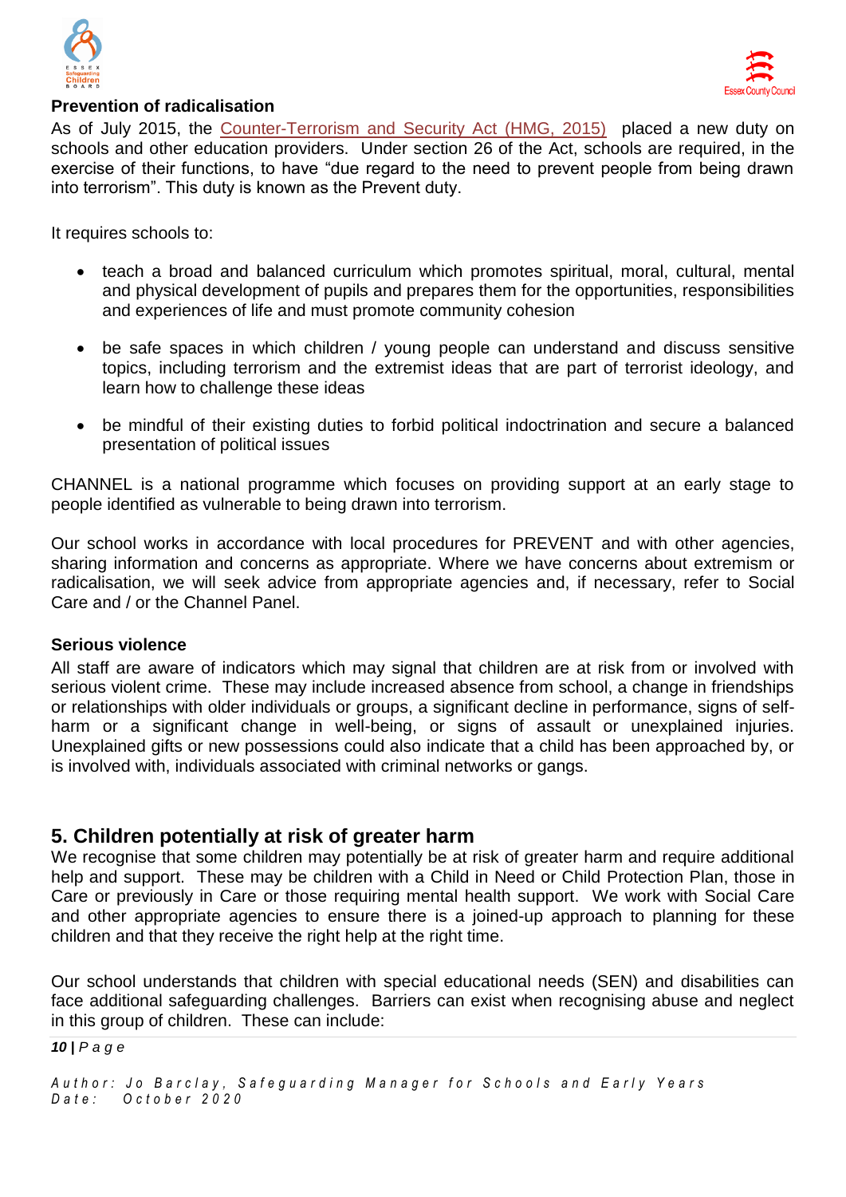### Prevention of radicalisation

As of July 2015, the Counter-Terrorism and Security Act (HMG, 2015) placed a new duty on schools and other education providers. Under section 26 of the Act, schools are required, in the exercise of their functions, to have "due regard to the need to prevent people from being drawn into terrorism". This duty is known as the Prevent duty.

It requires schools to:

- teach a broad and balanced curriculum which promotes spiritual, moral, cultural, mental and physical development of pupils and prepares them for the opportunities, responsibilities and experiences of life and must promote community cohesion
- be safe spaces in which children / young people can understand and discuss sensitive topics, including terrorism and the extremist ideas that are part of terrorist ideology, and learn how to challenge these ideas
- be mindful of their existing duties to forbid political indoctrination and secure a balanced presentation of political issues

CHANNEL is a national programme which focuses on providing support at an early stage to people identified as vulnerable to being drawn into terrorism.

Our school works in accordance with local procedures for PREVENT and with other agencies, sharing information and concerns as appropriate. Where we have concerns about extremism or radicalisation, we will seek advice from appropriate agencies and, if necessary, refer to Social Care and / or the Channel Panel.

### Serious violence

All staff are aware of indicators which may signal that children are at risk from or involved with serious violent crime. These may include increased absence from school, a change in friendships or relationships with older individuals or groups, a significant decline in performance, signs of self-harm or a significant change in well-being, or signs of assault or unexplained injuries. Unexplained gifts or new possessions could also indicate that a child has been approached by, or is involved with, individuals associated with criminal networks or gangs.

## 5. Children potentially at risk of greater harm

We recognise that some children may potentially be at risk of greater harm and require additional help and support. These may be children with a Child in Need or Child Protection Plan, those in Care or previously in Care or those requiring mental health support. We work with Social Care and other appropriate agencies to ensure there is a joined-up approach to planning for these children and that they receive the right help at the right time.

Our school understands that children with special educational needs (SEN) and disabilities can face additional safeguarding challenges. Barriers can exist when recognising abuse and neglect in this group of children. These can include: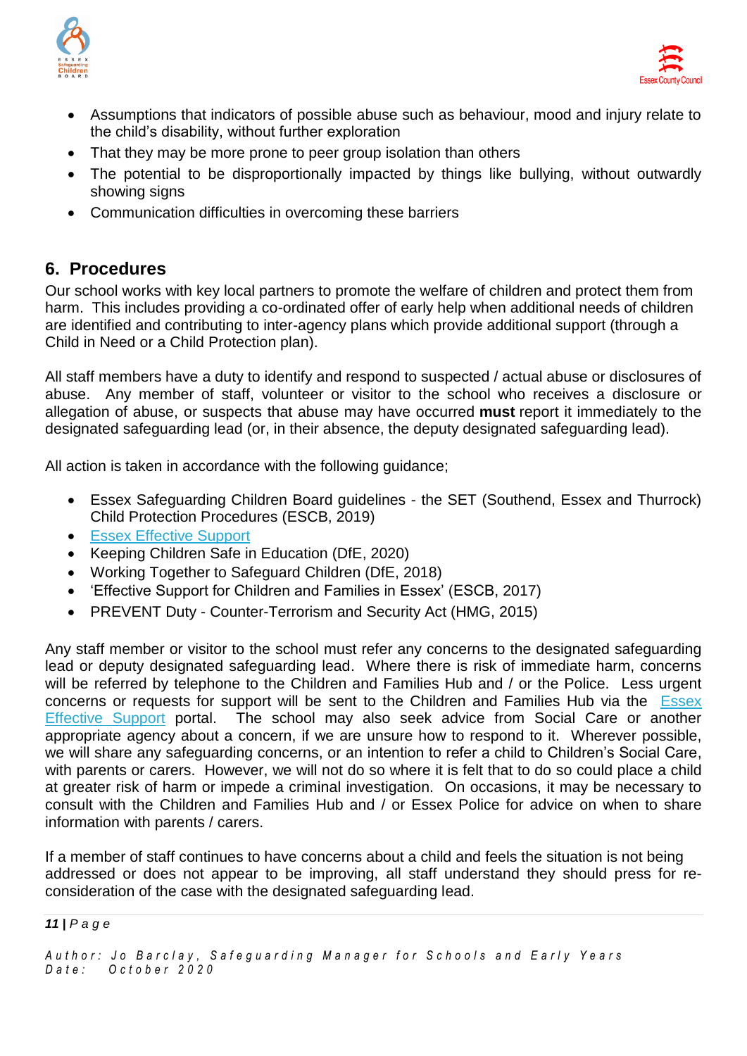- Assumptions that indicators of possible abuse such as behaviour, mood and injury relate to the child's disability, without further exploration
- That they may be more prone to peer group isolation than others
- The potential to be disproportionally impacted by things like bullying, without outwardly showing signs
- Communication difficulties in overcoming these barriers

## 6. Procedures

Our school works with key local partners to promote the welfare of children and protect them from harm. This includes providing a co-ordinated offer of early help when additional needs of children are identified and contributing to inter-agency plans which provide additional support (through a Child in Need or a Child Protection plan).

All staff members have a duty to identify and respond to suspected / actual abuse or disclosures of abuse. Any member of staff, volunteer or visitor to the school who receives a disclosure or allegation of abuse, or suspects that abuse may have occurred **must** report it immediately to the designated safeguarding lead (or, in their absence, the deputy designated safeguarding lead).

All action is taken in accordance with the following guidance;

- Essex Safeguarding Children Board guidelines - the SET (Southend, Essex and Thurrock) Child Protection Procedures (ESCB, 2019)
- Essex Effective Support
- Keeping Children Safe in Education (DfE, 2020)
- Working Together to Safeguard Children (DfE, 2018)
- 'Effective Support for Children and Families in Essex' (ESCB, 2017)
- PREVENT Duty - Counter-Terrorism and Security Act (HMG, 2015)

Any staff member or visitor to the school must refer any concerns to the designated safeguarding lead or deputy designated safeguarding lead. Where there is risk of immediate harm, concerns will be referred by telephone to the Children and Families Hub and / or the Police. Less urgent concerns or requests for support will be sent to the Children and Families Hub via the Essex Effective Support portal. The school may also seek advice from Social Care or another appropriate agency about a concern, if we are unsure how to respond to it. Wherever possible, we will share any safeguarding concerns, or an intention to refer a child to Children's Social Care, with parents or carers. However, we will not do so where it is felt that to do so could place a child at greater risk of harm or impede a criminal investigation. On occasions, it may be necessary to consult with the Children and Families Hub and / or Essex Police for advice on when to share information with parents / carers.

If a member of staff continues to have concerns about a child and feels the situation is not being addressed or does not appear to be improving, all staff understand they should press for re-consideration of the case with the designated safeguarding lead.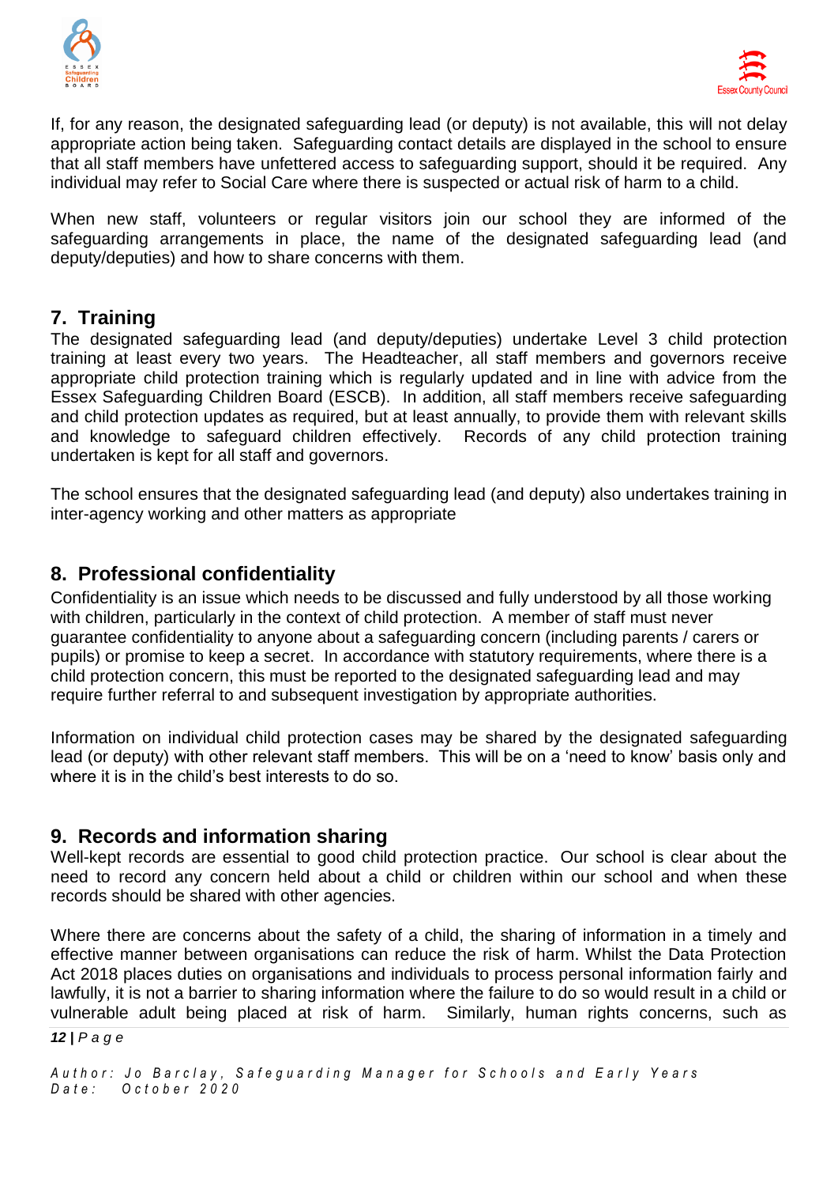If, for any reason, the designated safeguarding lead (or deputy) is not available, this will not delay appropriate action being taken. Safeguarding contact details are displayed in the school to ensure that all staff members have unfettered access to safeguarding support, should it be required. Any individual may refer to Social Care where there is suspected or actual risk of harm to a child.

When new staff, volunteers or regular visitors join our school they are informed of the safeguarding arrangements in place, the name of the designated safeguarding lead (and deputy/deputies) and how to share concerns with them.

## 7. Training

The designated safeguarding lead (and deputy/deputies) undertake Level 3 child protection training at least every two years. The Headteacher, all staff members and governors receive appropriate child protection training which is regularly updated and in line with advice from the Essex Safeguarding Children Board (ESCB). In addition, all staff members receive safeguarding and child protection updates as required, but at least annually, to provide them with relevant skills and knowledge to safeguard children effectively. Records of any child protection training undertaken is kept for all staff and governors.

The school ensures that the designated safeguarding lead (and deputy) also undertakes training in inter-agency working and other matters as appropriate

## 8. Professional confidentiality

Confidentiality is an issue which needs to be discussed and fully understood by all those working with children, particularly in the context of child protection. A member of staff must never guarantee confidentiality to anyone about a safeguarding concern (including parents / carers or pupils) or promise to keep a secret. In accordance with statutory requirements, where there is a child protection concern, this must be reported to the designated safeguarding lead and may require further referral to and subsequent investigation by appropriate authorities.

Information on individual child protection cases may be shared by the designated safeguarding lead (or deputy) with other relevant staff members. This will be on a 'need to know' basis only and where it is in the child's best interests to do so.

## 9. Records and information sharing

Well-kept records are essential to good child protection practice. Our school is clear about the need to record any concern held about a child or children within our school and when these records should be shared with other agencies.

Where there are concerns about the safety of a child, the sharing of information in a timely and effective manner between organisations can reduce the risk of harm. Whilst the Data Protection Act 2018 places duties on organisations and individuals to process personal information fairly and lawfully, it is not a barrier to sharing information where the failure to do so would result in a child or vulnerable adult being placed at risk of harm. Similarly, human rights concerns, such as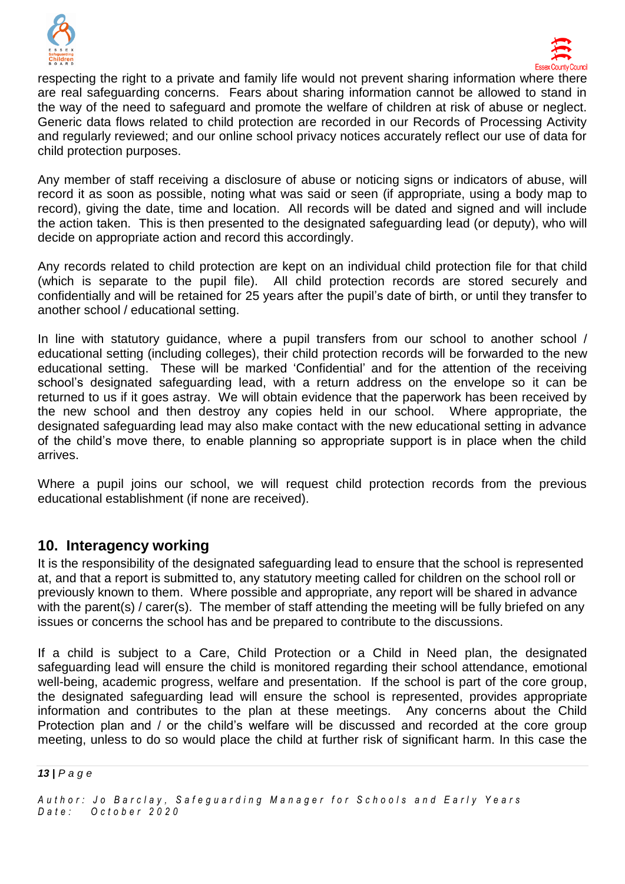respecting the right to a private and family life would not prevent sharing information where there are real safeguarding concerns. Fears about sharing information cannot be allowed to stand in the way of the need to safeguard and promote the welfare of children at risk of abuse or neglect. Generic data flows related to child protection are recorded in our Records of Processing Activity and regularly reviewed; and our online school privacy notices accurately reflect our use of data for child protection purposes.

Any member of staff receiving a disclosure of abuse or noticing signs or indicators of abuse, will record it as soon as possible, noting what was said or seen (if appropriate, using a body map to record), giving the date, time and location. All records will be dated and signed and will include the action taken. This is then presented to the designated safeguarding lead (or deputy), who will decide on appropriate action and record this accordingly.

Any records related to child protection are kept on an individual child protection file for that child (which is separate to the pupil file). All child protection records are stored securely and confidentially and will be retained for 25 years after the pupil's date of birth, or until they transfer to another school / educational setting.

In line with statutory guidance, where a pupil transfers from our school to another school / educational setting (including colleges), their child protection records will be forwarded to the new educational setting. These will be marked 'Confidential' and for the attention of the receiving school's designated safeguarding lead, with a return address on the envelope so it can be returned to us if it goes astray. We will obtain evidence that the paperwork has been received by the new school and then destroy any copies held in our school. Where appropriate, the designated safeguarding lead may also make contact with the new educational setting in advance of the child's move there, to enable planning so appropriate support is in place when the child arrives.

Where a pupil joins our school, we will request child protection records from the previous educational establishment (if none are received).

## 10. Interagency working

It is the responsibility of the designated safeguarding lead to ensure that the school is represented at, and that a report is submitted to, any statutory meeting called for children on the school roll or previously known to them. Where possible and appropriate, any report will be shared in advance with the parent(s) / carer(s). The member of staff attending the meeting will be fully briefed on any issues or concerns the school has and be prepared to contribute to the discussions.

If a child is subject to a Care, Child Protection or a Child in Need plan, the designated safeguarding lead will ensure the child is monitored regarding their school attendance, emotional well-being, academic progress, welfare and presentation. If the school is part of the core group, the designated safeguarding lead will ensure the school is represented, provides appropriate information and contributes to the plan at these meetings. Any concerns about the Child Protection plan and / or the child's welfare will be discussed and recorded at the core group meeting, unless to do so would place the child at further risk of significant harm. In this case the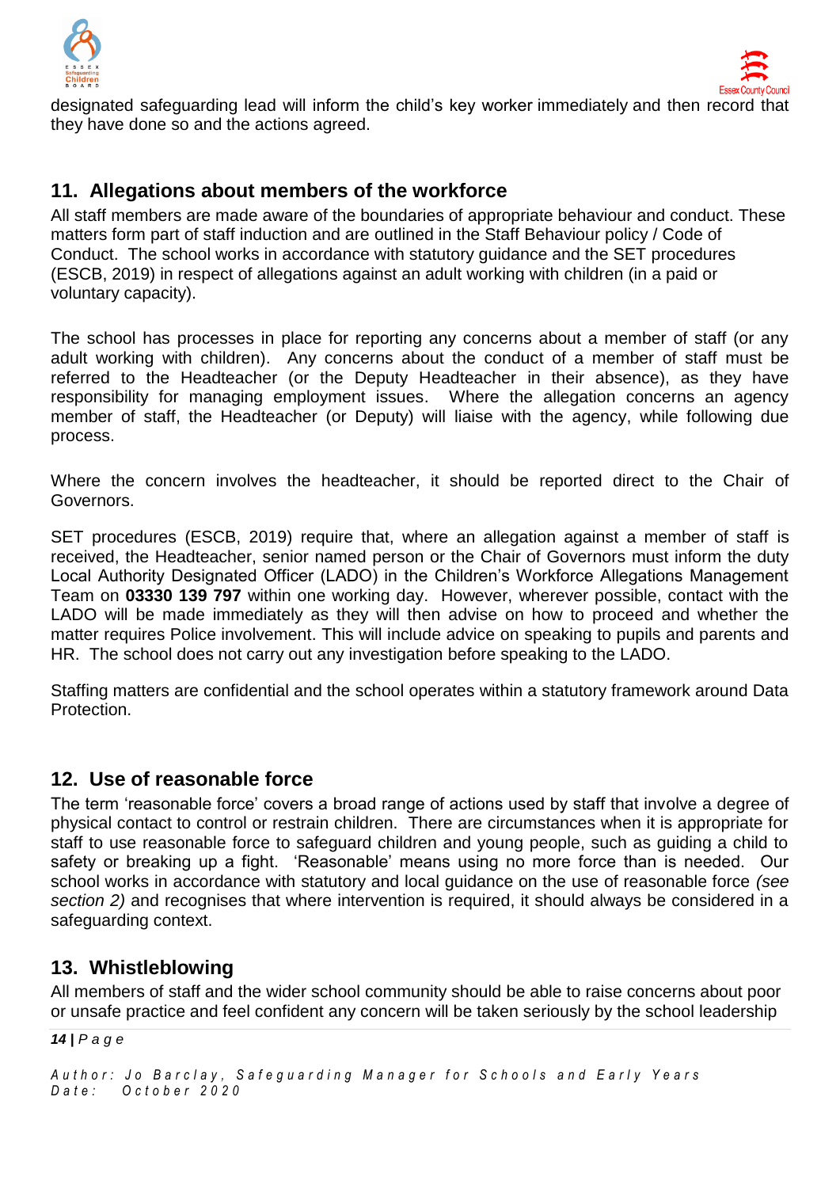designated safeguarding lead will inform the child's key worker immediately and then record that they have done so and the actions agreed.

## 11. Allegations about members of the workforce

All staff members are made aware of the boundaries of appropriate behaviour and conduct. These matters form part of staff induction and are outlined in the Staff Behaviour policy / Code of Conduct. The school works in accordance with statutory guidance and the SET procedures (ESCB, 2019) in respect of allegations against an adult working with children (in a paid or voluntary capacity).

The school has processes in place for reporting any concerns about a member of staff (or any adult working with children). Any concerns about the conduct of a member of staff must be referred to the Headteacher (or the Deputy Headteacher in their absence), as they have responsibility for managing employment issues. Where the allegation concerns an agency member of staff, the Headteacher (or Deputy) will liaise with the agency, while following due process.

Where the concern involves the headteacher, it should be reported direct to the Chair of Governors.

SET procedures (ESCB, 2019) require that, where an allegation against a member of staff is received, the Headteacher, senior named person or the Chair of Governors must inform the duty Local Authority Designated Officer (LADO) in the Children's Workforce Allegations Management Team on **03330 139 797** within one working day. However, wherever possible, contact with the LADO will be made immediately as they will then advise on how to proceed and whether the matter requires Police involvement. This will include advice on speaking to pupils and parents and HR. The school does not carry out any investigation before speaking to the LADO.

Staffing matters are confidential and the school operates within a statutory framework around Data Protection.

## 12. Use of reasonable force

The term 'reasonable force' covers a broad range of actions used by staff that involve a degree of physical contact to control or restrain children. There are circumstances when it is appropriate for staff to use reasonable force to safeguard children and young people, such as guiding a child to safety or breaking up a fight. 'Reasonable' means using no more force than is needed. Our school works in accordance with statutory and local guidance on the use of reasonable force *(see section 2)* and recognises that where intervention is required, it should always be considered in a safeguarding context.

## 13. Whistleblowing

All members of staff and the wider school community should be able to raise concerns about poor or unsafe practice and feel confident any concern will be taken seriously by the school leadership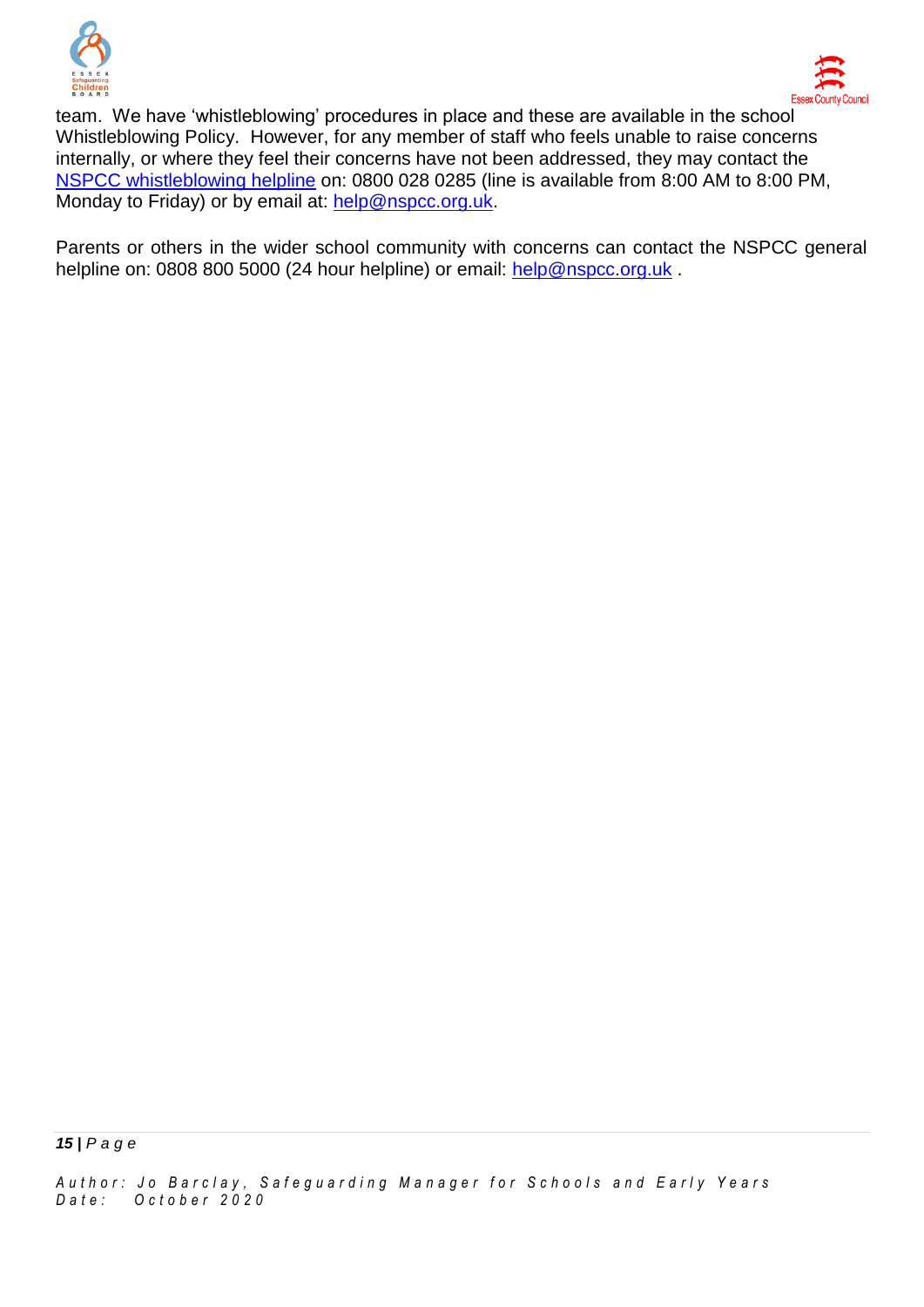team. We have 'whistleblowing' procedures in place and these are available in the school Whistleblowing Policy. However, for any member of staff who feels unable to raise concerns internally, or where they feel their concerns have not been addressed, they may contact the NSPCC whistleblowing helpline on: 0800 028 0285 (line is available from 8:00 AM to 8:00 PM, Monday to Friday) or by email at: help@nspcc.org.uk.

Parents or others in the wider school community with concerns can contact the NSPCC general helpline on: 0808 800 5000 (24 hour helpline) or email: help@nspcc.org.uk .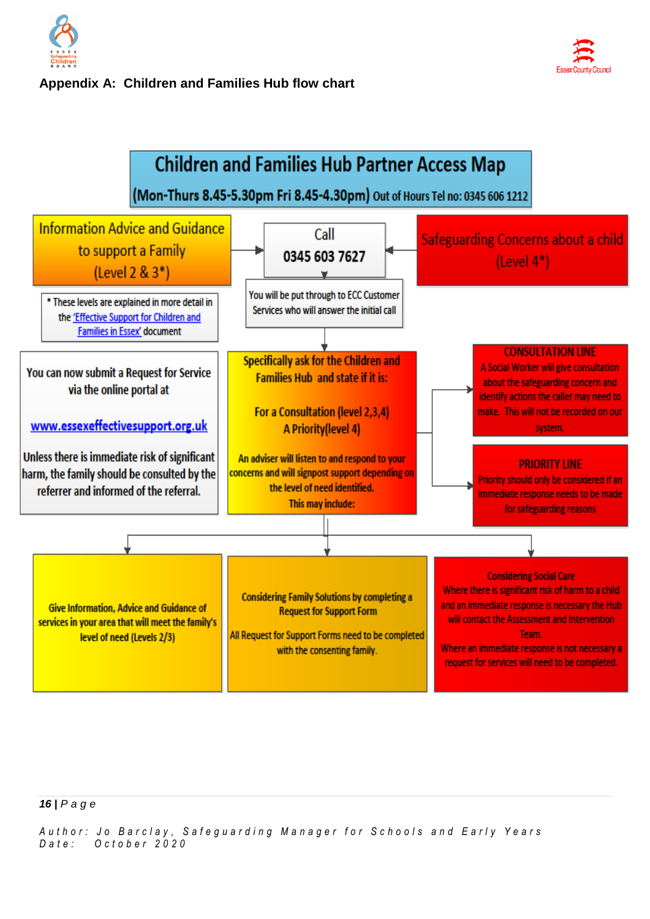## Appendix A: Children and Families Hub flow chart

# Children and Families Hub Partner Access Map

**(Mon-Thurs 8.45-5.30pm Fri 8.45-4.30pm)** Out of Hours Tel no: 0345 606 1212

**Information Advice and Guidance to support a Family (Level 2 & 3\*)**

\* These levels are explained in more detail in the 'Effective Support for Children and Families in Essex' document

**Call 0345 603 7627**

You will be put through to ECC Customer Services who will answer the initial call

**Safeguarding Concerns about a child (Level 4\*)**

You can now submit a Request for Service via the online portal at

www.essexeffectivesupport.org.uk

Unless there is immediate risk of significant harm, the family should be consulted by the referrer and informed of the referral.

**Specifically ask for the Children and Families Hub and state if it is:**

For a Consultation (level 2,3,4)
A Priority(level 4)

An adviser will listen to and respond to your concerns and will signpost support depending on the level of need identified.
This may include:

**CONSULTATION LINE**
A Social Worker will give consultation about the safeguarding concern and identify actions the caller may need to make. This will not be recorded on our system.

**PRIORITY LINE**
Priority should only be considered if an immediate response needs to be made for safeguarding reasons

Give Information, Advice and Guidance of services in your area that will meet the family's level of need (Levels 2/3)

Considering Family Solutions by completing a Request for Support Form

All Request for Support Forms need to be completed with the consenting family.

Considering Social Care
Where there is significant risk of harm to a child and an immediate response is necessary the Hub will contact the Assessment and Intervention Team.
Where an immediate response is not necessary a request for services will need to be completed.

Author: Jo Barclay, Safeguarding Manager for Schools and Early Years
Date: October 2020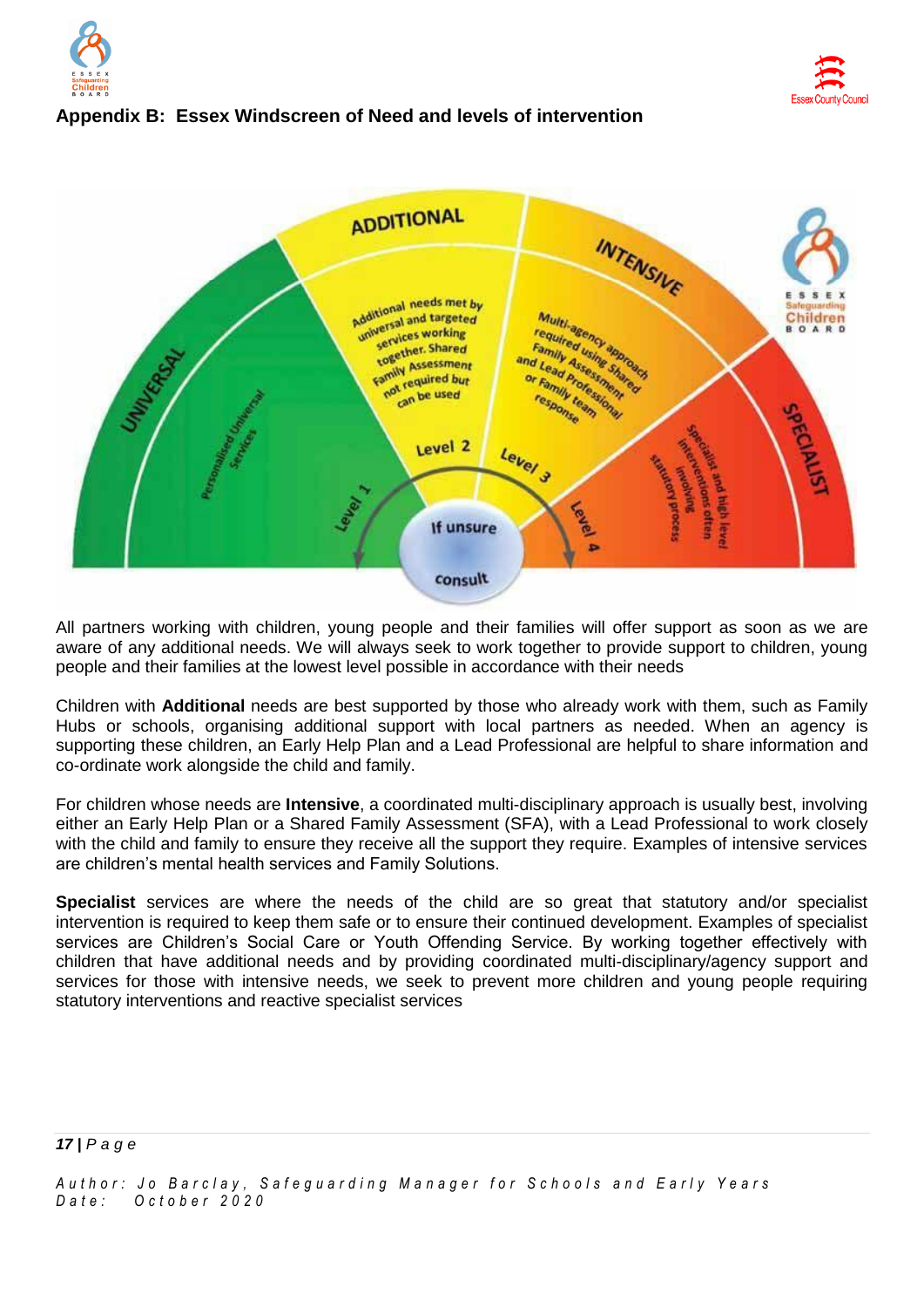## Appendix B: Essex Windscreen of Need and levels of intervention

UNIVERSAL

Personalised Universal Services

Level 1

ADDITIONAL

Additional needs met by universal and targeted services working together. Shared Family Assessment not required but can be used

Level 2

INTENSIVE

Multi-agency approach required using Shared Family Assessment and Lead Professional or Family team response

Level 3

SPECIALIST

Specialist and high level interventions often involving statutory process

Level 4

If unsure consult

All partners working with children, young people and their families will offer support as soon as we are aware of any additional needs. We will always seek to work together to provide support to children, young people and their families at the lowest level possible in accordance with their needs

Children with **Additional** needs are best supported by those who already work with them, such as Family Hubs or schools, organising additional support with local partners as needed. When an agency is supporting these children, an Early Help Plan and a Lead Professional are helpful to share information and co-ordinate work alongside the child and family.

For children whose needs are **Intensive**, a coordinated multi-disciplinary approach is usually best, involving either an Early Help Plan or a Shared Family Assessment (SFA), with a Lead Professional to work closely with the child and family to ensure they receive all the support they require. Examples of intensive services are children's mental health services and Family Solutions.

**Specialist** services are where the needs of the child are so great that statutory and/or specialist intervention is required to keep them safe or to ensure their continued development. Examples of specialist services are Children's Social Care or Youth Offending Service. By working together effectively with children that have additional needs and by providing coordinated multi-disciplinary/agency support and services for those with intensive needs, we seek to prevent more children and young people requiring statutory interventions and reactive specialist services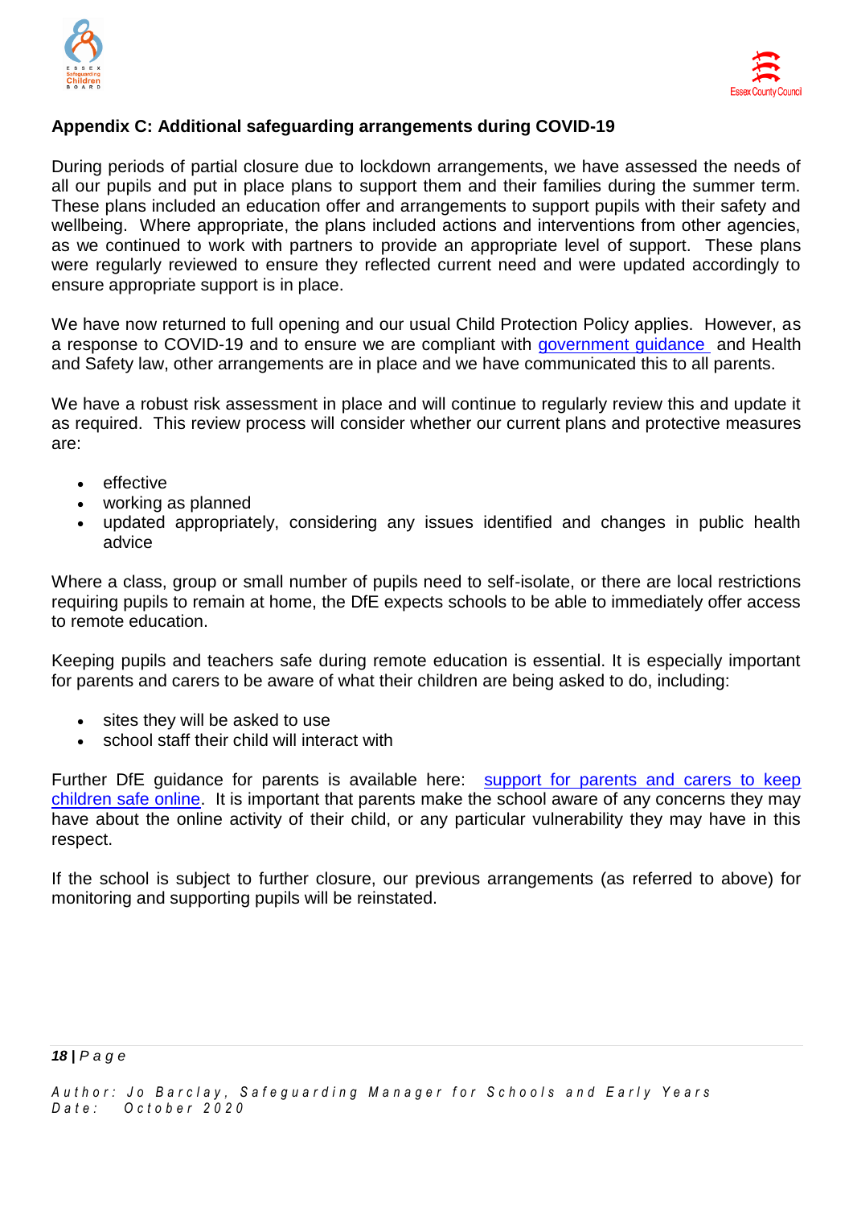## Appendix C: Additional safeguarding arrangements during COVID-19

During periods of partial closure due to lockdown arrangements, we have assessed the needs of all our pupils and put in place plans to support them and their families during the summer term. These plans included an education offer and arrangements to support pupils with their safety and wellbeing. Where appropriate, the plans included actions and interventions from other agencies, as we continued to work with partners to provide an appropriate level of support. These plans were regularly reviewed to ensure they reflected current need and were updated accordingly to ensure appropriate support is in place.

We have now returned to full opening and our usual Child Protection Policy applies. However, as a response to COVID-19 and to ensure we are compliant with government guidance and Health and Safety law, other arrangements are in place and we have communicated this to all parents.

We have a robust risk assessment in place and will continue to regularly review this and update it as required. This review process will consider whether our current plans and protective measures are:

- effective
- working as planned
- updated appropriately, considering any issues identified and changes in public health advice

Where a class, group or small number of pupils need to self-isolate, or there are local restrictions requiring pupils to remain at home, the DfE expects schools to be able to immediately offer access to remote education.

Keeping pupils and teachers safe during remote education is essential. It is especially important for parents and carers to be aware of what their children are being asked to do, including:

- sites they will be asked to use
- school staff their child will interact with

Further DfE guidance for parents is available here: support for parents and carers to keep children safe online. It is important that parents make the school aware of any concerns they may have about the online activity of their child, or any particular vulnerability they may have in this respect.

If the school is subject to further closure, our previous arrangements (as referred to above) for monitoring and supporting pupils will be reinstated.